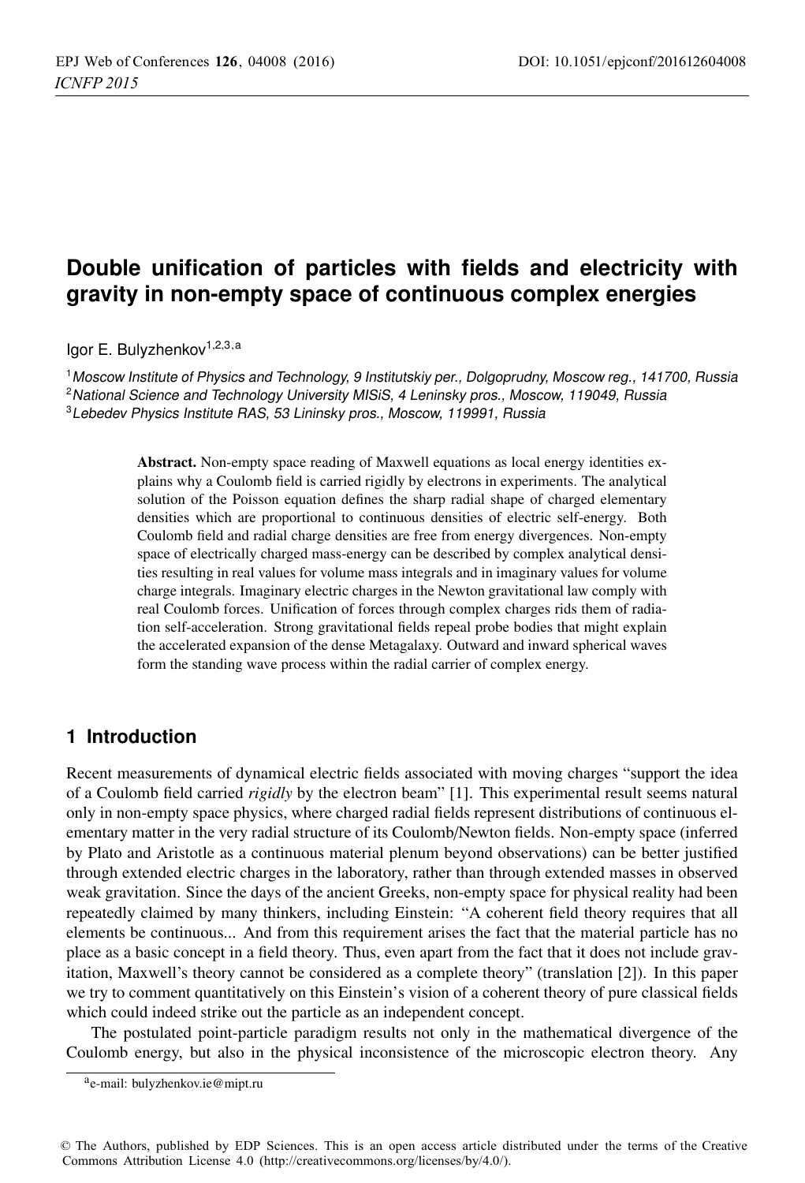# Double unification of particles with fields and electricity with gravity in non-empty space of continuous complex energies

Igor E. Bulyzhenkov[1,2,3,a]

[1] *Moscow Institute of Physics and Technology, 9 Institutskiy per., Dolgoprudny, Moscow reg., 141700, Russia*
[2] *National Science and Technology University MISiS, 4 Leninsky pros., Moscow, 119049, Russia*
[3] *Lebedev Physics Institute RAS, 53 Lininsky pros., Moscow, 119991, Russia*

**Abstract.** Non-empty space reading of Maxwell equations as local energy identities explains why a Coulomb field is carried rigidly by electrons in experiments. The analytical solution of the Poisson equation defines the sharp radial shape of charged elementary densities which are proportional to continuous densities of electric self-energy. Both Coulomb field and radial charge densities are free from energy divergences. Non-empty space of electrically charged mass-energy can be described by complex analytical densities resulting in real values for volume mass integrals and in imaginary values for volume charge integrals. Imaginary electric charges in the Newton gravitational law comply with real Coulomb forces. Unification of forces through complex charges rids them of radiation self-acceleration. Strong gravitational fields repeal probe bodies that might explain the accelerated expansion of the dense Metagalaxy. Outward and inward spherical waves form the standing wave process within the radial carrier of complex energy.

## 1 Introduction

Recent measurements of dynamical electric fields associated with moving charges "support the idea of a Coulomb field carried *rigidly* by the electron beam" [1]. This experimental result seems natural only in non-empty space physics, where charged radial fields represent distributions of continuous elementary matter in the very radial structure of its Coulomb/Newton fields. Non-empty space (inferred by Plato and Aristotle as a continuous material plenum beyond observations) can be better justified through extended electric charges in the laboratory, rather than through extended masses in observed weak gravitation. Since the days of the ancient Greeks, non-empty space for physical reality had been repeatedly claimed by many thinkers, including Einstein: "A coherent field theory requires that all elements be continuous... And from this requirement arises the fact that the material particle has no place as a basic concept in a field theory. Thus, even apart from the fact that it does not include gravitation, Maxwell's theory cannot be considered as a complete theory" (translation [2]). In this paper we try to comment quantitatively on this Einstein's vision of a coherent theory of pure classical fields which could indeed strike out the particle as an independent concept.

The postulated point-particle paradigm results not only in the mathematical divergence of the Coulomb energy, but also in the physical inconsistence of the microscopic electron theory. Any

[a] e-mail: bulyzhenkov.ie@mipt.ru

© The Authors, published by EDP Sciences. This is an open access article distributed under the terms of the Creative Commons Attribution License 4.0 (http://creativecommons.org/licenses/by/4.0/).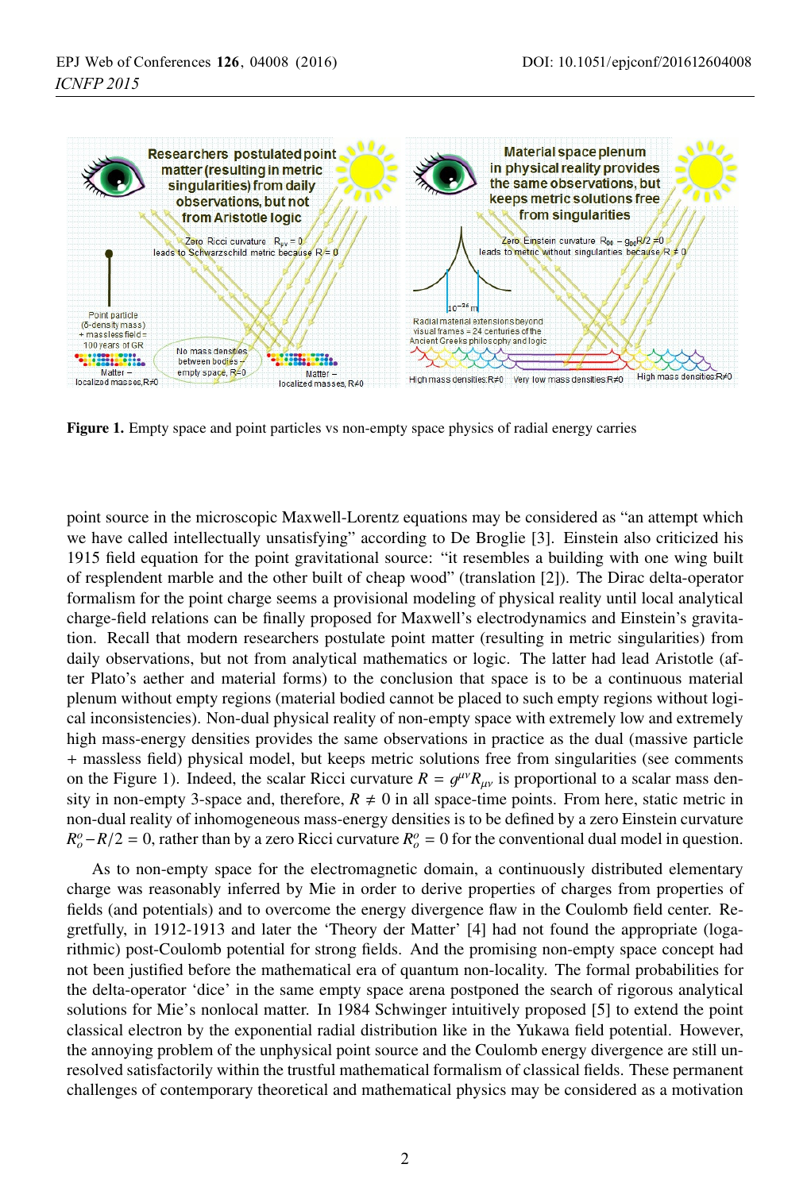Figure 1. Empty space and point particles vs non-empty space physics of radial energy carries

point source in the microscopic Maxwell-Lorentz equations may be considered as "an attempt which we have called intellectually unsatisfying" according to De Broglie [3]. Einstein also criticized his 1915 field equation for the point gravitational source: "it resembles a building with one wing built of resplendent marble and the other built of cheap wood" (translation [2]). The Dirac delta-operator formalism for the point charge seems a provisional modeling of physical reality until local analytical charge-field relations can be finally proposed for Maxwell's electrodynamics and Einstein's gravitation. Recall that modern researchers postulate point matter (resulting in metric singularities) from daily observations, but not from analytical mathematics or logic. The latter had lead Aristotle (after Plato's aether and material forms) to the conclusion that space is to be a continuous material plenum without empty regions (material bodied cannot be placed to such empty regions without logical inconsistencies). Non-dual physical reality of non-empty space with extremely low and extremely high mass-energy densities provides the same observations in practice as the dual (massive particle + massless field) physical model, but keeps metric solutions free from singularities (see comments on the Figure 1). Indeed, the scalar Ricci curvature $R = g^{\mu\nu}R_{\mu\nu}$ is proportional to a scalar mass density in non-empty 3-space and, therefore, $R \neq 0$ in all space-time points. From here, static metric in non-dual reality of inhomogeneous mass-energy densities is to be defined by a zero Einstein curvature $R^o_o - R/2 = 0$, rather than by a zero Ricci curvature $R^o_o = 0$ for the conventional dual model in question.

As to non-empty space for the electromagnetic domain, a continuously distributed elementary charge was reasonably inferred by Mie in order to derive properties of charges from properties of fields (and potentials) and to overcome the energy divergence flaw in the Coulomb field center. Regretfully, in 1912-1913 and later the 'Theory der Matter' [4] had not found the appropriate (logarithmic) post-Coulomb potential for strong fields. And the promising non-empty space concept had not been justified before the mathematical era of quantum non-locality. The formal probabilities for the delta-operator 'dice' in the same empty space arena postponed the search of rigorous analytical solutions for Mie's nonlocal matter. In 1984 Schwinger intuitively proposed [5] to extend the point classical electron by the exponential radial distribution like in the Yukawa field potential. However, the annoying problem of the unphysical point source and the Coulomb energy divergence are still unresolved satisfactorily within the trustful mathematical formalism of classical fields. These permanent challenges of contemporary theoretical and mathematical physics may be considered as a motivation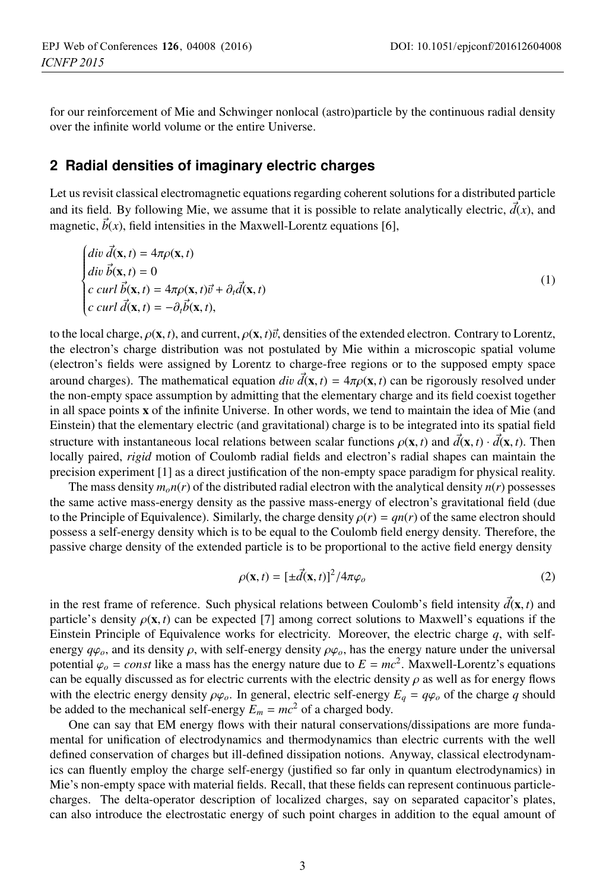for our reinforcement of Mie and Schwinger nonlocal (astro)particle by the continuous radial density over the infinite world volume or the entire Universe.

## 2 Radial densities of imaginary electric charges

Let us revisit classical electromagnetic equations regarding coherent solutions for a distributed particle and its field. By following Mie, we assume that it is possible to relate analytically electric, $\vec{d}(x)$, and magnetic, $\vec{b}(x)$, field intensities in the Maxwell-Lorentz equations [6],

$$\begin{cases} div\, \vec{d}(\mathbf{x}, t) = 4\pi\rho(\mathbf{x}, t) \\ div\, \vec{b}(\mathbf{x}, t) = 0 \\ c\, curl\, \vec{b}(\mathbf{x}, t) = 4\pi\rho(\mathbf{x}, t)\vec{v} + \partial_t \vec{d}(\mathbf{x}, t) \\ c\, curl\, \vec{d}(\mathbf{x}, t) = -\partial_t \vec{b}(\mathbf{x}, t), \end{cases} \tag{1}$$

to the local charge, $\rho(\mathbf{x}, t)$, and current, $\rho(\mathbf{x}, t)\vec{v}$, densities of the extended electron. Contrary to Lorentz, the electron's charge distribution was not postulated by Mie within a microscopic spatial volume (electron's fields were assigned by Lorentz to charge-free regions or to the supposed empty space around charges). The mathematical equation $div\, \vec{d}(\mathbf{x}, t) = 4\pi\rho(\mathbf{x}, t)$ can be rigorously resolved under the non-empty space assumption by admitting that the elementary charge and its field coexist together in all space points $\mathbf{x}$ of the infinite Universe. In other words, we tend to maintain the idea of Mie (and Einstein) that the elementary electric (and gravitational) charge is to be integrated into its spatial field structure with instantaneous local relations between scalar functions $\rho(\mathbf{x}, t)$ and $\vec{d}(\mathbf{x}, t) \cdot \vec{d}(\mathbf{x}, t)$. Then locally paired, *rigid* motion of Coulomb radial fields and electron's radial shapes can maintain the precision experiment [1] as a direct justification of the non-empty space paradigm for physical reality.

The mass density $m_o n(r)$ of the distributed radial electron with the analytical density $n(r)$ possesses the same active mass-energy density as the passive mass-energy of electron's gravitational field (due to the Principle of Equivalence). Similarly, the charge density $\rho(r) = qn(r)$ of the same electron should possess a self-energy density which is to be equal to the Coulomb field energy density. Therefore, the passive charge density of the extended particle is to be proportional to the active field energy density

$$\rho(\mathbf{x}, t) = [\pm\vec{d}(\mathbf{x}, t)]^2 / 4\pi\varphi_o \tag{2}$$

in the rest frame of reference. Such physical relations between Coulomb's field intensity $\vec{d}(\mathbf{x}, t)$ and particle's density $\rho(\mathbf{x}, t)$ can be expected [7] among correct solutions to Maxwell's equations if the Einstein Principle of Equivalence works for electricity. Moreover, the electric charge $q$, with self-energy $q\varphi_o$, and its density $\rho$, with self-energy density $\rho\varphi_o$, has the energy nature under the universal potential $\varphi_o = const$ like a mass has the energy nature due to $E = mc^2$. Maxwell-Lorentz's equations can be equally discussed as for electric currents with the electric density $\rho$ as well as for energy flows with the electric energy density $\rho\varphi_o$. In general, electric self-energy $E_q = q\varphi_o$ of the charge $q$ should be added to the mechanical self-energy $E_m = mc^2$ of a charged body.

One can say that EM energy flows with their natural conservations/dissipations are more fundamental for unification of electrodynamics and thermodynamics than electric currents with the well defined conservation of charges but ill-defined dissipation notions. Anyway, classical electrodynamics can fluently employ the charge self-energy (justified so far only in quantum electrodynamics) in Mie's non-empty space with material fields. Recall, that these fields can represent continuous particle-charges. The delta-operator description of localized charges, say on separated capacitor's plates, can also introduce the electrostatic energy of such point charges in addition to the equal amount of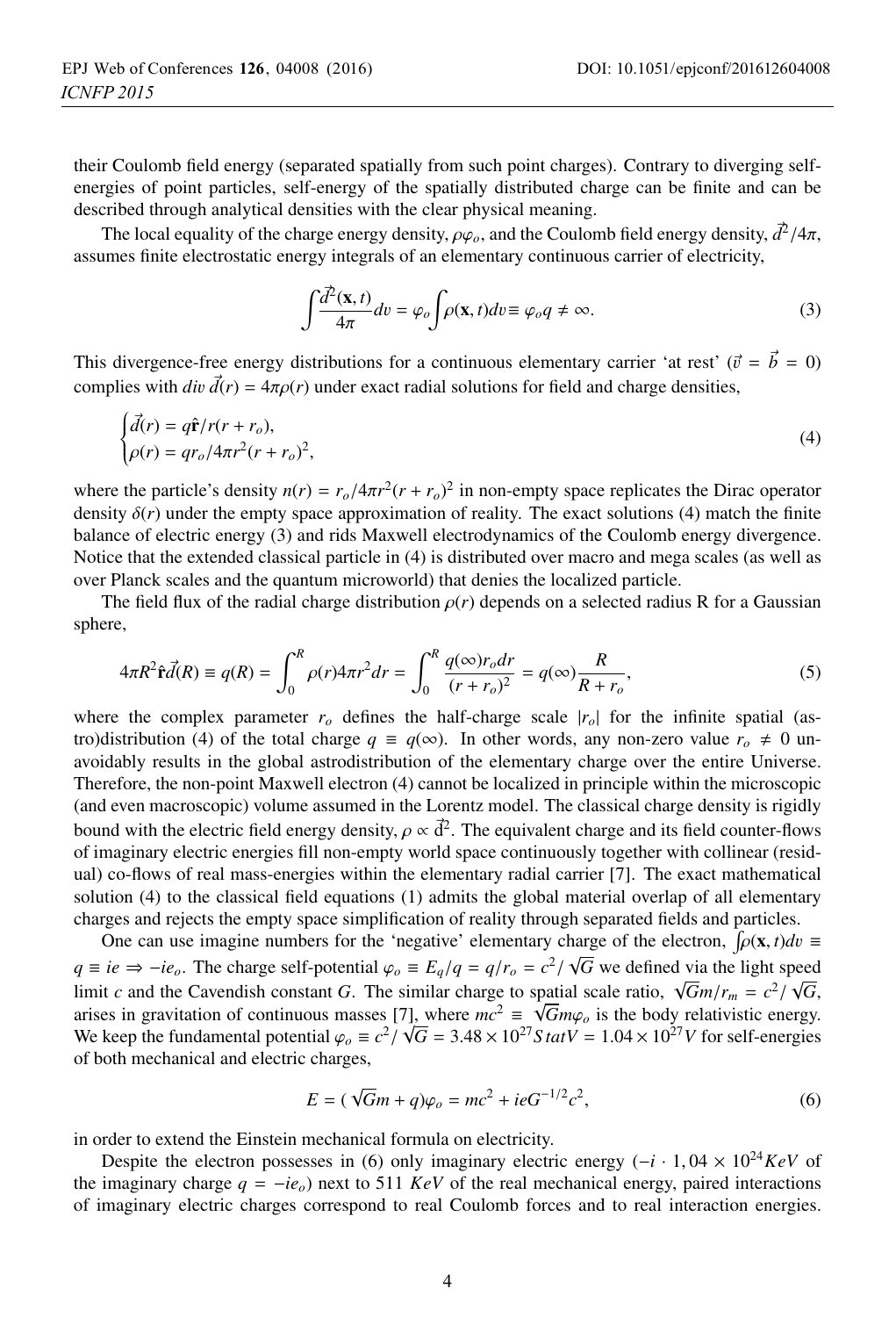their Coulomb field energy (separated spatially from such point charges). Contrary to diverging self-energies of point particles, self-energy of the spatially distributed charge can be finite and can be described through analytical densities with the clear physical meaning.

The local equality of the charge energy density, $\rho\varphi_o$, and the Coulomb field energy density, $\vec{d}^2/4\pi$, assumes finite electrostatic energy integrals of an elementary continuous carrier of electricity,

$$\int \frac{\vec{d}^2(\mathbf{x},t)}{4\pi} dv = \varphi_o \int \rho(\mathbf{x},t) dv \equiv \varphi_o q \neq \infty. \tag{3}$$

This divergence-free energy distributions for a continuous elementary carrier 'at rest' ($\vec{v} = \vec{b} = 0$) complies with $div\, \vec{d}(r) = 4\pi\rho(r)$ under exact radial solutions for field and charge densities,

$$\begin{cases} \vec{d}(r) = q\hat{\mathbf{r}}/r(r+r_o), \\ \rho(r) = qr_o/4\pi r^2(r+r_o)^2, \end{cases} \tag{4}$$

where the particle's density $n(r) = r_o/4\pi r^2(r+r_o)^2$ in non-empty space replicates the Dirac operator density $\delta(r)$ under the empty space approximation of reality. The exact solutions (4) match the finite balance of electric energy (3) and rids Maxwell electrodynamics of the Coulomb energy divergence. Notice that the extended classical particle in (4) is distributed over macro and mega scales (as well as over Planck scales and the quantum microworld) that denies the localized particle.

The field flux of the radial charge distribution $\rho(r)$ depends on a selected radius R for a Gaussian sphere,

$$4\pi R^2 \hat{\mathbf{r}}\vec{d}(R) \equiv q(R) = \int_0^R \rho(r) 4\pi r^2 dr = \int_0^R \frac{q(\infty) r_o dr}{(r+r_o)^2} = q(\infty)\frac{R}{R+r_o}, \tag{5}$$

where the complex parameter $r_o$ defines the half-charge scale $|r_o|$ for the infinite spatial (astro)distribution (4) of the total charge $q \equiv q(\infty)$. In other words, any non-zero value $r_o \neq 0$ unavoidably results in the global astrodistribution of the elementary charge over the entire Universe. Therefore, the non-point Maxwell electron (4) cannot be localized in principle within the microscopic (and even macroscopic) volume assumed in the Lorentz model. The classical charge density is rigidly bound with the electric field energy density, $\rho \propto \vec{d}^2$. The equivalent charge and its field counter-flows of imaginary electric energies fill non-empty world space continuously together with collinear (residual) co-flows of real mass-energies within the elementary radial carrier [7]. The exact mathematical solution (4) to the classical field equations (1) admits the global material overlap of all elementary charges and rejects the empty space simplification of reality through separated fields and particles.

One can use imagine numbers for the 'negative' elementary charge of the electron, $\int \rho(\mathbf{x},t)dv \equiv q \equiv ie \Rightarrow -ie_o$. The charge self-potential $\varphi_o \equiv E_q/q = q/r_o = c^2/\sqrt{G}$ we defined via the light speed limit $c$ and the Cavendish constant $G$. The similar charge to spatial scale ratio, $\sqrt{G}m/r_m = c^2/\sqrt{G}$, arises in gravitation of continuous masses [7], where $mc^2 \equiv \sqrt{G}m\varphi_o$ is the body relativistic energy. We keep the fundamental potential $\varphi_o \equiv c^2/\sqrt{G} = 3.48 \times 10^{27} StatV = 1.04 \times 10^{27} V$ for self-energies of both mechanical and electric charges,

$$E = (\sqrt{G}m + q)\varphi_o = mc^2 + ieG^{-1/2}c^2, \tag{6}$$

in order to extend the Einstein mechanical formula on electricity.

Despite the electron possesses in (6) only imaginary electric energy ($-i \cdot 1,04 \times 10^{24} KeV$ of the imaginary charge $q = -ie_o$) next to 511 $KeV$ of the real mechanical energy, paired interactions of imaginary electric charges correspond to real Coulomb forces and to real interaction energies.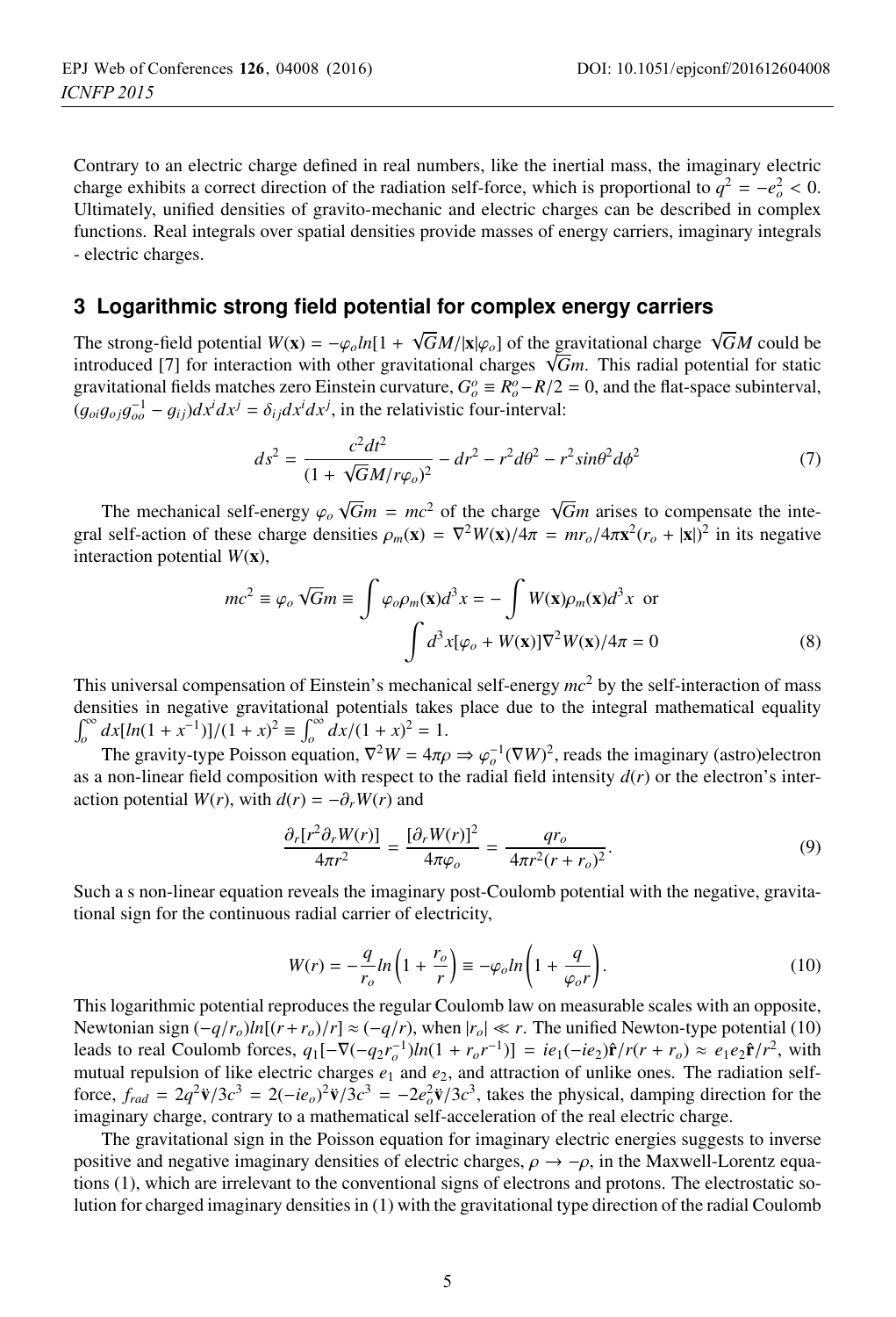Contrary to an electric charge defined in real numbers, like the inertial mass, the imaginary electric charge exhibits a correct direction of the radiation self-force, which is proportional to $q^2 = -e_o^2 < 0$. Ultimately, unified densities of gravito-mechanic and electric charges can be described in complex functions. Real integrals over spatial densities provide masses of energy carriers, imaginary integrals - electric charges.

## 3 Logarithmic strong field potential for complex energy carriers

The strong-field potential $W(\mathbf{x}) = -\varphi_o ln[1 + \sqrt{G}M/|\mathbf{x}|\varphi_o]$ of the gravitational charge $\sqrt{G}M$ could be introduced [7] for interaction with other gravitational charges $\sqrt{G}m$. This radial potential for static gravitational fields matches zero Einstein curvature, $G_o^o \equiv R_o^o - R/2 = 0$, and the flat-space subinterval, $(g_{oi}g_{oj}g_{oo}^{-1} - g_{ij})dx^i dx^j = \delta_{ij}dx^i dx^j$, in the relativistic four-interval:

$$ds^2 = \frac{c^2 dt^2}{(1 + \sqrt{G}M/r\varphi_o)^2} - dr^2 - r^2 d\theta^2 - r^2 sin\theta^2 d\phi^2 \tag{7}$$

The mechanical self-energy $\varphi_o \sqrt{G}m = mc^2$ of the charge $\sqrt{G}m$ arises to compensate the integral self-action of these charge densities $\rho_m(\mathbf{x}) = \nabla^2 W(\mathbf{x})/4\pi = mr_o/4\pi\mathbf{x}^2(r_o + |\mathbf{x}|)^2$ in its negative interaction potential $W(\mathbf{x})$,

$$mc^2 \equiv \varphi_o \sqrt{G}m \equiv \int \varphi_o \rho_m(\mathbf{x}) d^3x = -\int W(\mathbf{x})\rho_m(\mathbf{x}) d^3x \ \text{ or}$$
$$\int d^3x[\varphi_o + W(\mathbf{x})]\nabla^2 W(\mathbf{x})/4\pi = 0 \tag{8}$$

This universal compensation of Einstein's mechanical self-energy $mc^2$ by the self-interaction of mass densities in negative gravitational potentials takes place due to the integral mathematical equality $\int_o^\infty dx[ln(1 + x^{-1})]/(1 + x)^2 \equiv \int_o^\infty dx/(1 + x)^2 = 1$.

The gravity-type Poisson equation, $\nabla^2 W = 4\pi\rho \Rightarrow \varphi_o^{-1}(\nabla W)^2$, reads the imaginary (astro)electron as a non-linear field composition with respect to the radial field intensity $d(r)$ or the electron's interaction potential $W(r)$, with $d(r) = -\partial_r W(r)$ and

$$\frac{\partial_r[r^2 \partial_r W(r)]}{4\pi r^2} = \frac{[\partial_r W(r)]^2}{4\pi\varphi_o} = \frac{qr_o}{4\pi r^2(r + r_o)^2}. \tag{9}$$

Such a s non-linear equation reveals the imaginary post-Coulomb potential with the negative, gravitational sign for the continuous radial carrier of electricity,

$$W(r) = -\frac{q}{r_o} ln\left(1 + \frac{r_o}{r}\right) \equiv -\varphi_o ln\left(1 + \frac{q}{\varphi_o r}\right). \tag{10}$$

This logarithmic potential reproduces the regular Coulomb law on measurable scales with an opposite, Newtonian sign $(-q/r_o)ln[(r + r_o)/r] \approx (-q/r)$, when $|r_o| \ll r$. The unified Newton-type potential (10) leads to real Coulomb forces, $q_1[-\nabla(-q_2 r_o^{-1})ln(1 + r_o r^{-1})] = ie_1(-ie_2)\hat{\mathbf{r}}/r(r + r_o) \approx e_1 e_2 \hat{\mathbf{r}}/r^2$, with mutual repulsion of like electric charges $e_1$ and $e_2$, and attraction of unlike ones. The radiation self-force, $f_{rad} = 2q^2\ddot{\mathbf{v}}/3c^3 = 2(-ie_o)^2\ddot{\mathbf{v}}/3c^3 = -2e_o^2\ddot{\mathbf{v}}/3c^3$, takes the physical, damping direction for the imaginary charge, contrary to a mathematical self-acceleration of the real electric charge.

The gravitational sign in the Poisson equation for imaginary electric energies suggests to inverse positive and negative imaginary densities of electric charges, $\rho \to -\rho$, in the Maxwell-Lorentz equations (1), which are irrelevant to the conventional signs of electrons and protons. The electrostatic solution for charged imaginary densities in (1) with the gravitational type direction of the radial Coulomb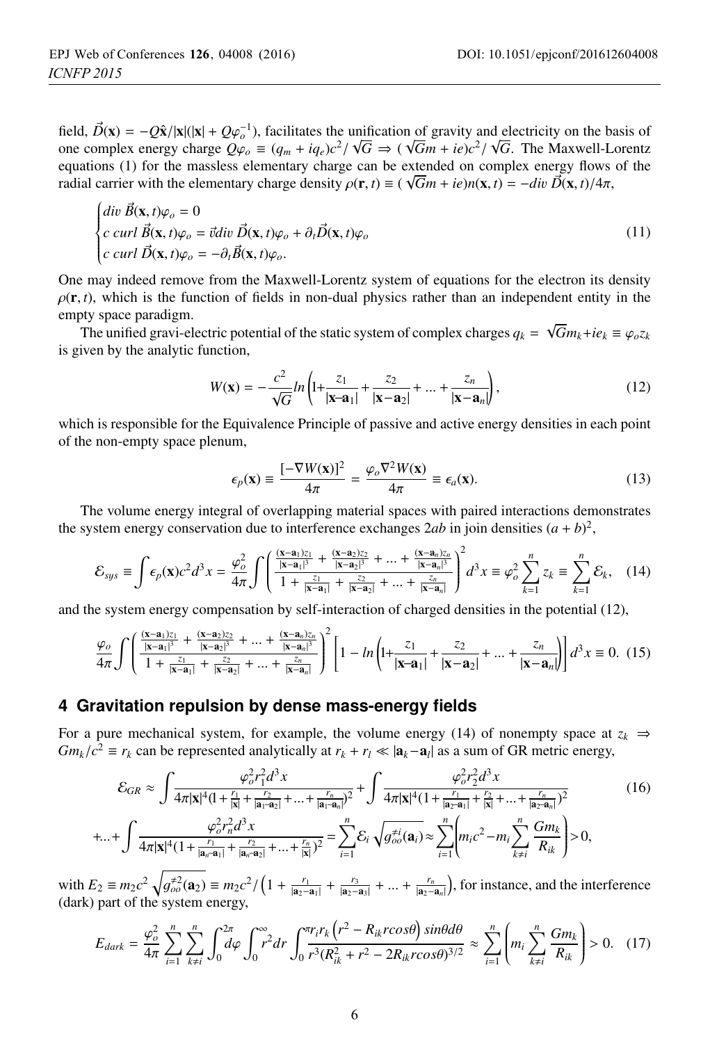field, $\vec{D}(\mathbf{x}) = -Q\hat{\mathbf{x}}/|\mathbf{x}|(|\mathbf{x}| + Q\varphi_o^{-1})$, facilitates the unification of gravity and electricity on the basis of one complex energy charge $Q\varphi_o \equiv (q_m + iq_e)c^2/\sqrt{G} \Rightarrow (\sqrt{G}m + ie)c^2/\sqrt{G}$. The Maxwell-Lorentz equations (1) for the massless elementary charge can be extended on complex energy flows of the radial carrier with the elementary charge density $\rho(\mathbf{r}, t) \equiv (\sqrt{G}m + ie)n(\mathbf{x}, t) = -div\,\vec{D}(\mathbf{x}, t)/4\pi$,

$$\begin{cases} div\,\vec{B}(\mathbf{x}, t)\varphi_o = 0 \\ c\;curl\,\vec{B}(\mathbf{x}, t)\varphi_o = \vec{v}div\,\vec{D}(\mathbf{x}, t)\varphi_o + \partial_t\vec{D}(\mathbf{x}, t)\varphi_o \\ c\;curl\,\vec{D}(\mathbf{x}, t)\varphi_o = -\partial_t\vec{B}(\mathbf{x}, t)\varphi_o. \end{cases} \tag{11}$$

One may indeed remove from the Maxwell-Lorentz system of equations for the electron its density $\rho(\mathbf{r}, t)$, which is the function of fields in non-dual physics rather than an independent entity in the empty space paradigm.

The unified gravi-electric potential of the static system of complex charges $q_k = \sqrt{G}m_k + ie_k \equiv \varphi_o z_k$ is given by the analytic function,

$$W(\mathbf{x}) = -\frac{c^2}{\sqrt{G}} ln\left(1 + \frac{z_1}{|\mathbf{x}-\mathbf{a}_1|} + \frac{z_2}{|\mathbf{x}-\mathbf{a}_2|} + ... + \frac{z_n}{|\mathbf{x}-\mathbf{a}_n|}\right), \tag{12}$$

which is responsible for the Equivalence Principle of passive and active energy densities in each point of the non-empty space plenum,

$$\epsilon_p(\mathbf{x}) \equiv \frac{[-\nabla W(\mathbf{x})]^2}{4\pi} = \frac{\varphi_o \nabla^2 W(\mathbf{x})}{4\pi} \equiv \epsilon_a(\mathbf{x}). \tag{13}$$

The volume energy integral of overlapping material spaces with paired interactions demonstrates the system energy conservation due to interference exchanges $2ab$ in join densities $(a + b)^2$,

$$\mathcal{E}_{sys} \equiv \int \epsilon_p(\mathbf{x})c^2 d^3x = \frac{\varphi_o^2}{4\pi}\int \left( \frac{\frac{(\mathbf{x}-\mathbf{a}_1)z_1}{|\mathbf{x}-\mathbf{a}_1|^3} + \frac{(\mathbf{x}-\mathbf{a}_2)z_2}{|\mathbf{x}-\mathbf{a}_2|^3} + ... + \frac{(\mathbf{x}-\mathbf{a}_n)z_n}{|\mathbf{x}-\mathbf{a}_n|^3}}{1 + \frac{z_1}{|\mathbf{x}-\mathbf{a}_1|} + \frac{z_2}{|\mathbf{x}-\mathbf{a}_2|} + ... + \frac{z_n}{|\mathbf{x}-\mathbf{a}_n|}} \right)^2 d^3x \equiv \varphi_o^2 \sum_{k=1}^{n} z_k \equiv \sum_{k=1}^{n} \mathcal{E}_k, \tag{14}$$

and the system energy compensation by self-interaction of charged densities in the potential (12),

$$\frac{\varphi_o}{4\pi}\int \left( \frac{\frac{(\mathbf{x}-\mathbf{a}_1)z_1}{|\mathbf{x}-\mathbf{a}_1|^3} + \frac{(\mathbf{x}-\mathbf{a}_2)z_2}{|\mathbf{x}-\mathbf{a}_2|^3} + ... + \frac{(\mathbf{x}-\mathbf{a}_n)z_n}{|\mathbf{x}-\mathbf{a}_n|^3}}{1 + \frac{z_1}{|\mathbf{x}-\mathbf{a}_1|} + \frac{z_2}{|\mathbf{x}-\mathbf{a}_2|} + ... + \frac{z_n}{|\mathbf{x}-\mathbf{a}_n|}} \right)^2 \left[ 1 - ln\left(1 + \frac{z_1}{|\mathbf{x}-\mathbf{a}_1|} + \frac{z_2}{|\mathbf{x}-\mathbf{a}_2|} + ... + \frac{z_n}{|\mathbf{x}-\mathbf{a}_n|}\right)\right] d^3x \equiv 0. \tag{15}$$

## 4 Gravitation repulsion by dense mass-energy fields

For a pure mechanical system, for example, the volume energy (14) of nonempty space at $z_k \Rightarrow Gm_k/c^2 \equiv r_k$ can be represented analytically at $r_k + r_l \ll |\mathbf{a}_k - \mathbf{a}_l|$ as a sum of GR metric energy,

$$\begin{aligned} \mathcal{E}_{GR} \approx & \int \frac{\varphi_o^2 r_1^2 d^3x}{4\pi|\mathbf{x}|^4(1 + \frac{r_1}{|\mathbf{x}|} + \frac{r_2}{|\mathbf{a}_1-\mathbf{a}_2|} + ... + \frac{r_n}{|\mathbf{a}_1-\mathbf{a}_n|})^2} + \int \frac{\varphi_o^2 r_2^2 d^3x}{4\pi|\mathbf{x}|^4(1 + \frac{r_1}{|\mathbf{a}_2-\mathbf{a}_1|} + \frac{r_2}{|\mathbf{x}|} + ... + \frac{r_n}{|\mathbf{a}_2-\mathbf{a}_n|})^2} \\ & + ... + \int \frac{\varphi_o^2 r_n^2 d^3x}{4\pi|\mathbf{x}|^4(1 + \frac{r_1}{|\mathbf{a}_n-\mathbf{a}_1|} + \frac{r_2}{|\mathbf{a}_n-\mathbf{a}_2|} + ... + \frac{r_n}{|\mathbf{x}|})^2} = \sum_{i=1}^{n} \mathcal{E}_i \sqrt{g_{oo}^{\neq i}(\mathbf{a}_i)} \approx \sum_{i=1}^{n} \left( m_i c^2 - m_i \sum_{k \neq i}^{n} \frac{Gm_k}{R_{ik}} \right) > 0, \end{aligned} \tag{16}$$

with $E_2 \equiv m_2 c^2 \sqrt{g_{oo}^{\neq 2}(\mathbf{a}_2)} \equiv m_2 c^2 / \left(1 + \frac{r_1}{|\mathbf{a}_2-\mathbf{a}_1|} + \frac{r_3}{|\mathbf{a}_2-\mathbf{a}_3|} + ... + \frac{r_n}{|\mathbf{a}_2-\mathbf{a}_n|}\right)$, for instance, and the interference (dark) part of the system energy,

$$E_{dark} = \frac{\varphi_o^2}{4\pi} \sum_{i=1}^{n} \sum_{k \neq i}^{n} \int_0^{2\pi} d\varphi \int_0^{\infty} r^2 dr \int_0^{\pi} \frac{r_i r_k \left(r^2 - R_{ik} r cos\theta\right) sin\theta d\theta}{r^3 (R_{ik}^2 + r^2 - 2R_{ik} r cos\theta)^{3/2}} \approx \sum_{i=1}^{n} \left( m_i \sum_{k \neq i}^{n} \frac{Gm_k}{R_{ik}} \right) > 0. \tag{17}$$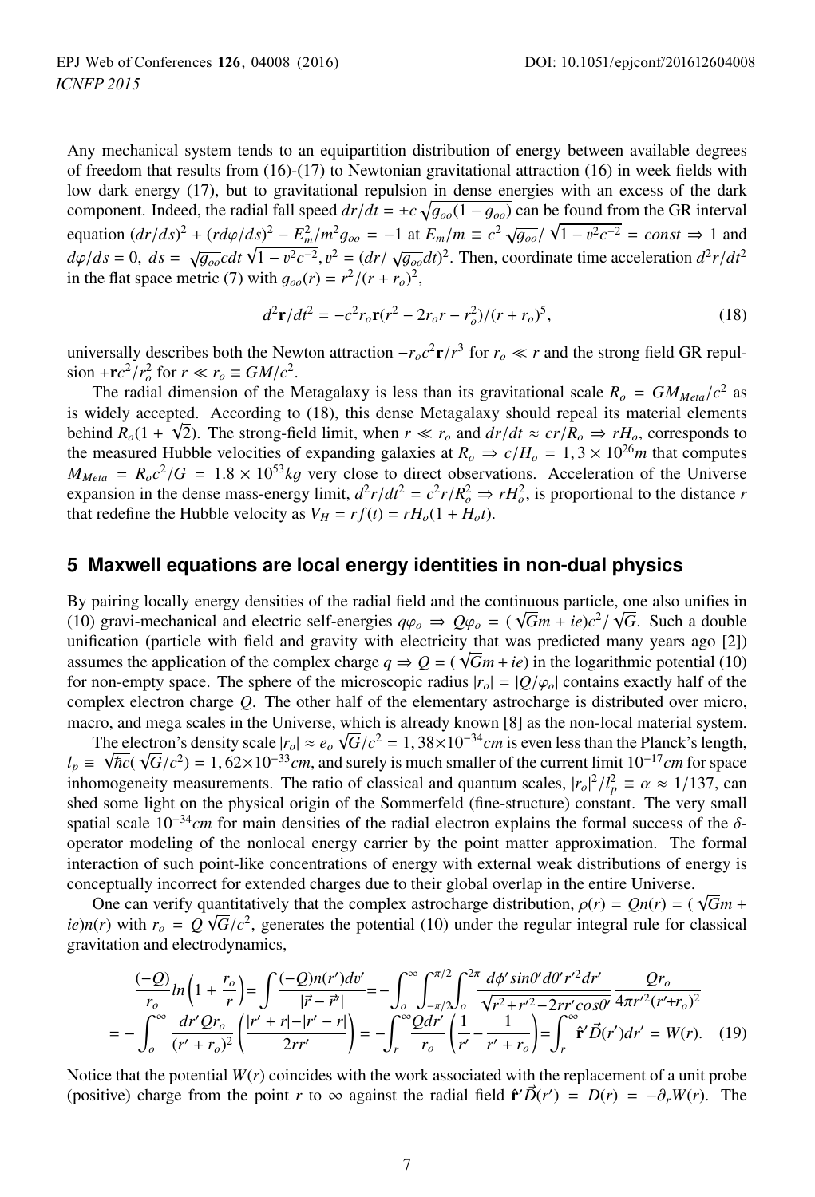Any mechanical system tends to an equipartition distribution of energy between available degrees of freedom that results from (16)-(17) to Newtonian gravitational attraction (16) in week fields with low dark energy (17), but to gravitational repulsion in dense energies with an excess of the dark component. Indeed, the radial fall speed $dr/dt = \pm c\sqrt{g_{oo}(1-g_{oo})}$ can be found from the GR interval equation $(dr/ds)^2 + (rd\varphi/ds)^2 - E_m^2/m^2 g_{oo} = -1$ at $E_m/m \equiv c^2\sqrt{g_{oo}}/\sqrt{1-v^2c^{-2}} = const \Rightarrow 1$ and $d\varphi/ds = 0$, $ds = \sqrt{g_{oo}}cdt\sqrt{1-v^2c^{-2}}, v^2 = (dr/\sqrt{g_{oo}}dt)^2$. Then, coordinate time acceleration $d^2r/dt^2$ in the flat space metric (7) with $g_{oo}(r) = r^2/(r+r_o)^2$,

$$d^2\mathbf{r}/dt^2 = -c^2 r_o \mathbf{r}(r^2 - 2r_o r - r_o^2)/(r+r_o)^5, \tag{18}$$

universally describes both the Newton attraction $-r_o c^2\mathbf{r}/r^3$ for $r_o \ll r$ and the strong field GR repulsion $+\mathbf{r}c^2/r_o^2$ for $r \ll r_o \equiv GM/c^2$.

The radial dimension of the Metagalaxy is less than its gravitational scale $R_o = GM_{Meta}/c^2$ as is widely accepted. According to (18), this dense Metagalaxy should repeal its material elements behind $R_o(1+\sqrt{2})$. The strong-field limit, when $r \ll r_o$ and $dr/dt \approx cr/R_o \Rightarrow rH_o$, corresponds to the measured Hubble velocities of expanding galaxies at $R_o \Rightarrow c/H_o = 1,3\times10^{26}m$ that computes $M_{Meta} = R_o c^2/G = 1.8\times10^{53}kg$ very close to direct observations. Acceleration of the Universe expansion in the dense mass-energy limit, $d^2r/dt^2 = c^2 r/R_o^2 \Rightarrow rH_o^2$, is proportional to the distance $r$ that redefine the Hubble velocity as $V_H = rf(t) = rH_o(1+H_o t)$.

## 5 Maxwell equations are local energy identities in non-dual physics

By pairing locally energy densities of the radial field and the continuous particle, one also unifies in (10) gravi-mechanical and electric self-energies $q\varphi_o \Rightarrow Q\varphi_o = (\sqrt{G}m + ie)c^2/\sqrt{G}$. Such a double unification (particle with field and gravity with electricity that was predicted many years ago [2]) assumes the application of the complex charge $q \Rightarrow Q = (\sqrt{G}m + ie)$ in the logarithmic potential (10) for non-empty space. The sphere of the microscopic radius $|r_o| = |Q/\varphi_o|$ contains exactly half of the complex electron charge $Q$. The other half of the elementary astrocharge is distributed over micro, macro, and mega scales in the Universe, which is already known [8] as the non-local material system.

The electron's density scale $|r_o| \approx e_o\sqrt{G}/c^2 = 1,38\times10^{-34}cm$ is even less than the Planck's length, $l_p \equiv \sqrt{\hbar c}(\sqrt{G}/c^2) = 1,62\times10^{-33}cm$, and surely is much smaller of the current limit $10^{-17}cm$ for space inhomogeneity measurements. The ratio of classical and quantum scales, $|r_o|^2/l_p^2 \equiv \alpha \approx 1/137$, can shed some light on the physical origin of the Sommerfeld (fine-structure) constant. The very small spatial scale $10^{-34}cm$ for main densities of the radial electron explains the formal success of the $\delta$-operator modeling of the nonlocal energy carrier by the point matter approximation. The formal interaction of such point-like concentrations of energy with external weak distributions of energy is conceptually incorrect for extended charges due to their global overlap in the entire Universe.

One can verify quantitatively that the complex astrocharge distribution, $\rho(r) = Qn(r) = (\sqrt{G}m + ie)n(r)$ with $r_o = Q\sqrt{G}/c^2$, generates the potential (10) under the regular integral rule for classical gravitation and electrodynamics,

$$\begin{aligned}\frac{(-Q)}{r_o}ln\left(1+\frac{r_o}{r}\right) &= \int\frac{(-Q)n(r')dv'}{|\vec{r}-\vec{r}'|} = -\int_o^\infty\int_{-\pi/2}^{\pi/2}\int_o^{2\pi}\frac{d\phi' sin\theta' d\theta' r'^2 dr'}{\sqrt{r^2+r'^2-2rr'cos\theta'}}\frac{Qr_o}{4\pi r'^2(r'+r_o)^2} \\ &= -\int_o^\infty\frac{dr' Qr_o}{(r'+r_o)^2}\left(\frac{|r'+r|-|r'-r|}{2rr'}\right) = -\int_r^\infty\frac{Qdr'}{r_o}\left(\frac{1}{r'}-\frac{1}{r'+r_o}\right) = \int_r^\infty\hat{\mathbf{r}}'\vec{D}(r')dr' = W(r). \quad (19)\end{aligned}$$

Notice that the potential $W(r)$ coincides with the work associated with the replacement of a unit probe (positive) charge from the point $r$ to $\infty$ against the radial field $\hat{\mathbf{r}}'\vec{D}(r') = D(r) = -\partial_r W(r)$. The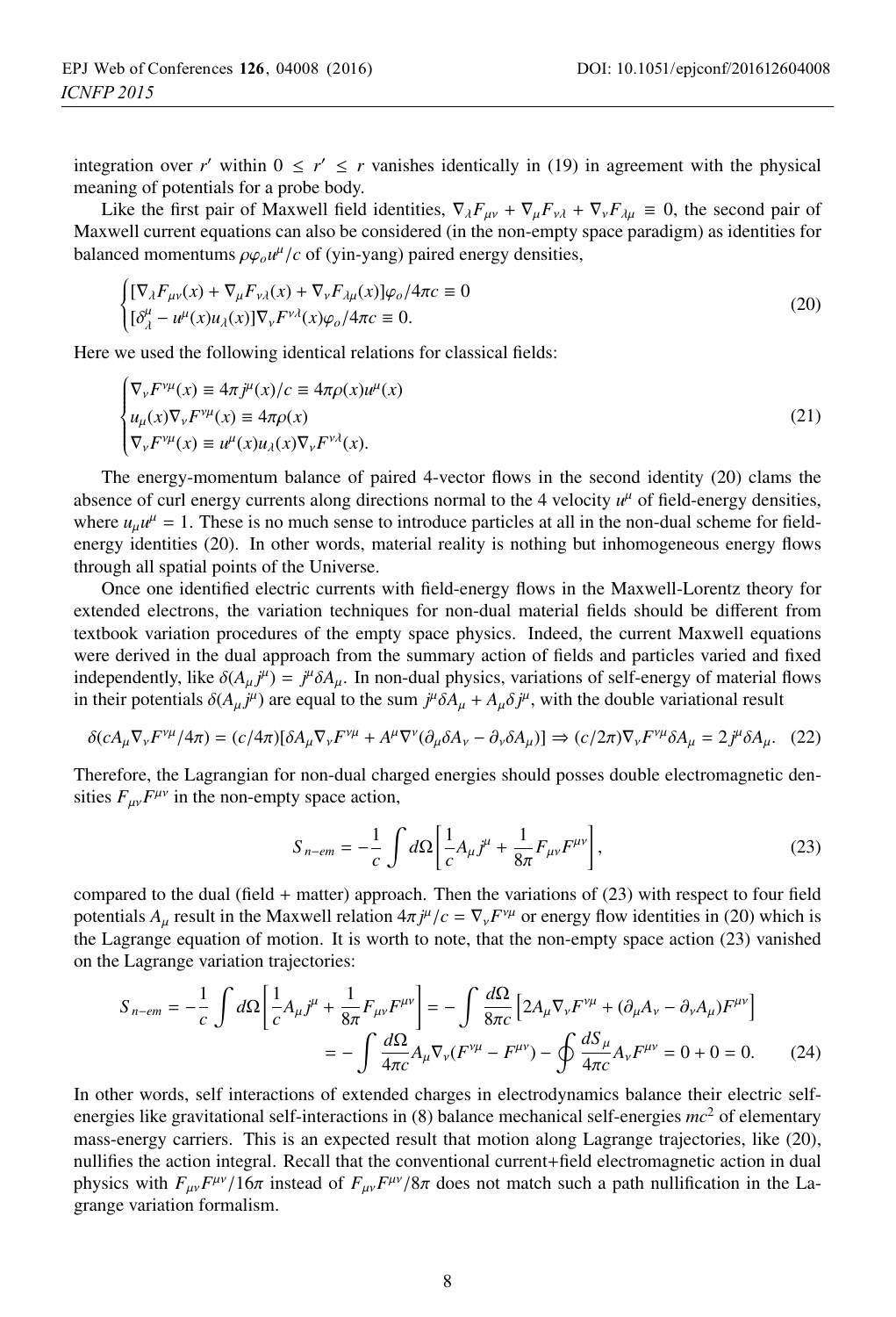integration over $r'$ within $0 \leq r' \leq r$ vanishes identically in (19) in agreement with the physical meaning of potentials for a probe body.

Like the first pair of Maxwell field identities, $\nabla_\lambda F_{\mu\nu} + \nabla_\mu F_{\nu\lambda} + \nabla_\nu F_{\lambda\mu} \equiv 0$, the second pair of Maxwell current equations can also be considered (in the non-empty space paradigm) as identities for balanced momentums $\rho\varphi_o u^\mu/c$ of (yin-yang) paired energy densities,

$$
\begin{cases}
[\nabla_\lambda F_{\mu\nu}(x) + \nabla_\mu F_{\nu\lambda}(x) + \nabla_\nu F_{\lambda\mu}(x)]\varphi_o/4\pi c \equiv 0 \\
[\delta^\mu_\lambda - u^\mu(x)u_\lambda(x)]\nabla_\nu F^{\nu\lambda}(x)\varphi_o/4\pi c \equiv 0.
\end{cases}
\tag{20}
$$

Here we used the following identical relations for classical fields:

$$
\begin{cases}
\nabla_\nu F^{\nu\mu}(x) \equiv 4\pi j^\mu(x)/c \equiv 4\pi\rho(x)u^\mu(x) \\
u_\mu(x)\nabla_\nu F^{\nu\mu}(x) \equiv 4\pi\rho(x) \\
\nabla_\nu F^{\nu\mu}(x) \equiv u^\mu(x)u_\lambda(x)\nabla_\nu F^{\nu\lambda}(x).
\end{cases}
\tag{21}
$$

The energy-momentum balance of paired 4-vector flows in the second identity (20) clams the absence of curl energy currents along directions normal to the 4 velocity $u^\mu$ of field-energy densities, where $u_\mu u^\mu = 1$. These is no much sense to introduce particles at all in the non-dual scheme for field-energy identities (20). In other words, material reality is nothing but inhomogeneous energy flows through all spatial points of the Universe.

Once one identified electric currents with field-energy flows in the Maxwell-Lorentz theory for extended electrons, the variation techniques for non-dual material fields should be different from textbook variation procedures of the empty space physics. Indeed, the current Maxwell equations were derived in the dual approach from the summary action of fields and particles varied and fixed independently, like $\delta(A_\mu j^\mu) = j^\mu \delta A_\mu$. In non-dual physics, variations of self-energy of material flows in their potentials $\delta(A_\mu j^\mu)$ are equal to the sum $j^\mu\delta A_\mu + A_\mu \delta j^\mu$, with the double variational result

$$
\delta(cA_\mu\nabla_\nu F^{\nu\mu}/4\pi) = (c/4\pi)[\delta A_\mu \nabla_\nu F^{\nu\mu} + A^\mu\nabla^\nu(\partial_\mu\delta A_\nu - \partial_\nu\delta A_\mu)] \Rightarrow (c/2\pi)\nabla_\nu F^{\nu\mu}\delta A_\mu = 2j^\mu\delta A_\mu. \tag{22}
$$

Therefore, the Lagrangian for non-dual charged energies should posses double electromagnetic densities $F_{\mu\nu}F^{\mu\nu}$ in the non-empty space action,

$$
S_{n-em} = -\frac{1}{c}\int d\Omega\left[\frac{1}{c}A_\mu j^\mu + \frac{1}{8\pi}F_{\mu\nu}F^{\mu\nu}\right], \tag{23}
$$

compared to the dual (field + matter) approach. Then the variations of (23) with respect to four field potentials $A_\mu$ result in the Maxwell relation $4\pi j^\mu/c = \nabla_\nu F^{\nu\mu}$ or energy flow identities in (20) which is the Lagrange equation of motion. It is worth to note, that the non-empty space action (23) vanished on the Lagrange variation trajectories:

$$
\begin{aligned}
S_{n-em} = -\frac{1}{c}\int d\Omega\left[\frac{1}{c}A_\mu j^\mu + \frac{1}{8\pi}F_{\mu\nu}F^{\mu\nu}\right] &= -\int\frac{d\Omega}{8\pi c}\left[2A_\mu\nabla_\nu F^{\nu\mu} + (\partial_\mu A_\nu - \partial_\nu A_\mu)F^{\mu\nu}\right] \\
&= -\int\frac{d\Omega}{4\pi c}A_\mu\nabla_\nu(F^{\nu\mu} - F^{\mu\nu}) - \oint\frac{dS_\mu}{4\pi c}A_\nu F^{\mu\nu} = 0 + 0 = 0.
\end{aligned}
\tag{24}
$$

In other words, self interactions of extended charges in electrodynamics balance their electric self-energies like gravitational self-interactions in (8) balance mechanical self-energies $mc^2$ of elementary mass-energy carriers. This is an expected result that motion along Lagrange trajectories, like (20), nullifies the action integral. Recall that the conventional current+field electromagnetic action in dual physics with $F_{\mu\nu}F^{\mu\nu}/16\pi$ instead of $F_{\mu\nu}F^{\mu\nu}/8\pi$ does not match such a path nullification in the Lagrange variation formalism.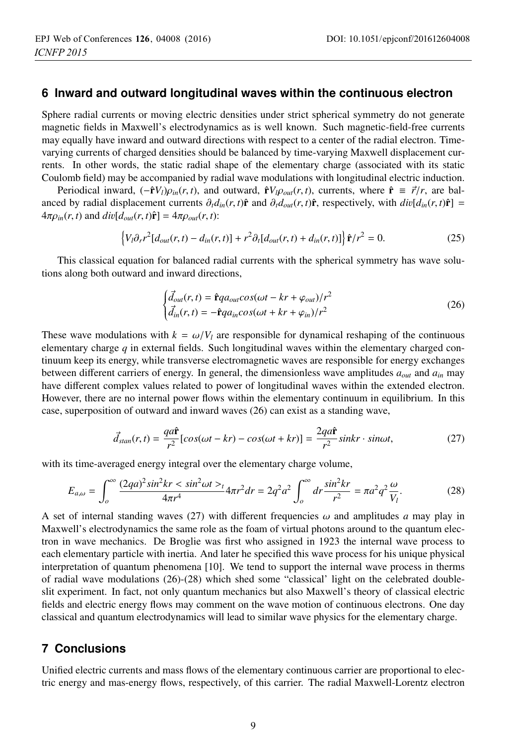## 6 Inward and outward longitudinal waves within the continuous electron

Sphere radial currents or moving electric densities under strict spherical symmetry do not generate magnetic fields in Maxwell's electrodynamics as is well known. Such magnetic-field-free currents may equally have inward and outward directions with respect to a center of the radial electron. Time-varying currents of charged densities should be balanced by time-varying Maxwell displacement currents. In other words, the static radial shape of the elementary charge (associated with its static Coulomb field) may be accompanied by radial wave modulations with longitudinal electric induction.

Periodical inward, $(-\hat{\mathbf{r}}V_l)\rho_{in}(r,t)$, and outward, $\hat{\mathbf{r}}V_l\rho_{out}(r,t)$, currents, where $\hat{\mathbf{r}} \equiv \vec{r}/r$, are balanced by radial displacement currents $\partial_t d_{in}(r,t)\hat{\mathbf{r}}$ and $\partial_t d_{out}(r,t)\hat{\mathbf{r}}$, respectively, with $div[d_{in}(r,t)\hat{\mathbf{r}}] = 4\pi\rho_{in}(r,t)$ and $div[d_{out}(r,t)\hat{\mathbf{r}}] = 4\pi\rho_{out}(r,t)$:

$$\left\{V_l\partial_r r^2[d_{out}(r,t) - d_{in}(r,t)] + r^2\partial_t[d_{out}(r,t) + d_{in}(r,t)]\right\}\hat{\mathbf{r}}/r^2 = 0. \tag{25}$$

This classical equation for balanced radial currents with the spherical symmetry has wave solutions along both outward and inward directions,

$$\begin{cases} \vec{d}_{out}(r,t) = \hat{\mathbf{r}}qa_{out}cos(\omega t - kr + \varphi_{out})/r^2 \\ \vec{d}_{in}(r,t) = -\hat{\mathbf{r}}qa_{in}cos(\omega t + kr + \varphi_{in})/r^2 \end{cases} \tag{26}$$

These wave modulations with $k = \omega/V_l$ are responsible for dynamical reshaping of the continuous elementary charge $q$ in external fields. Such longitudinal waves within the elementary charged continuum keep its energy, while transverse electromagnetic waves are responsible for energy exchanges between different carriers of energy. In general, the dimensionless wave amplitudes $a_{out}$ and $a_{in}$ may have different complex values related to power of longitudinal waves within the extended electron. However, there are no internal power flows within the elementary continuum in equilibrium. In this case, superposition of outward and inward waves (26) can exist as a standing wave,

$$\vec{d}_{stan}(r,t) = \frac{qa\hat{\mathbf{r}}}{r^2}[cos(\omega t - kr) - cos(\omega t + kr)] = \frac{2qa\hat{\mathbf{r}}}{r^2}sinkr \cdot sin\omega t, \tag{27}$$

with its time-averaged energy integral over the elementary charge volume,

$$E_{a,\omega} = \int_o^\infty \frac{(2qa)^2 sin^2kr < sin^2\omega t >_t}{4\pi r^4}4\pi r^2 dr = 2q^2a^2\int_o^\infty dr\frac{sin^2kr}{r^2} = \pi a^2q^2\frac{\omega}{V_l}. \tag{28}$$

A set of internal standing waves (27) with different frequencies $\omega$ and amplitudes $a$ may play in Maxwell's electrodynamics the same role as the foam of virtual photons around to the quantum electron in wave mechanics. De Broglie was first who assigned in 1923 the internal wave process to each elementary particle with inertia. And later he specified this wave process for his unique physical interpretation of quantum phenomena [10]. We tend to support the internal wave process in therms of radial wave modulations (26)-(28) which shed some "classical' light on the celebrated double-slit experiment. In fact, not only quantum mechanics but also Maxwell's theory of classical electric fields and electric energy flows may comment on the wave motion of continuous electrons. One day classical and quantum electrodynamics will lead to similar wave physics for the elementary charge.

## 7 Conclusions

Unified electric currents and mass flows of the elementary continuous carrier are proportional to electric energy and mas-energy flows, respectively, of this carrier. The radial Maxwell-Lorentz electron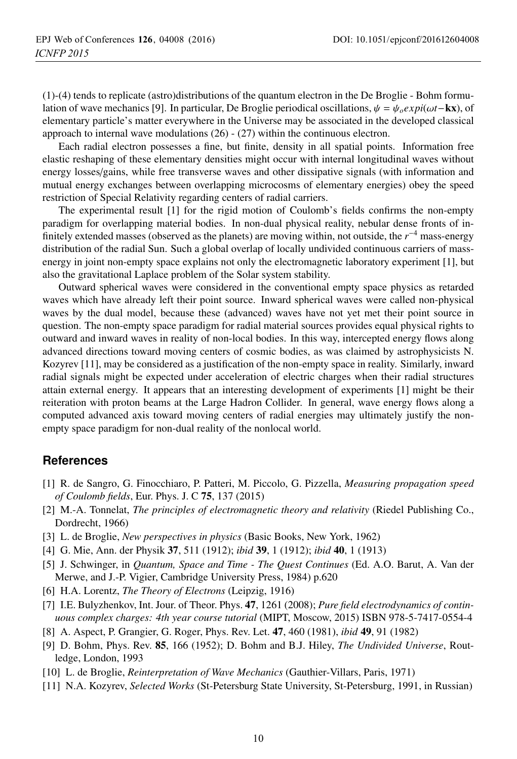(1)-(4) tends to replicate (astro)distributions of the quantum electron in the De Broglie - Bohm formulation of wave mechanics [9]. In particular, De Broglie periodical oscillations, $\psi = \psi_o expi(\omega t - \mathbf{kx})$, of elementary particle's matter everywhere in the Universe may be associated in the developed classical approach to internal wave modulations (26) - (27) within the continuous electron.

Each radial electron possesses a fine, but finite, density in all spatial points. Information free elastic reshaping of these elementary densities might occur with internal longitudinal waves without energy losses/gains, while free transverse waves and other dissipative signals (with information and mutual energy exchanges between overlapping microcosms of elementary energies) obey the speed restriction of Special Relativity regarding centers of radial carriers.

The experimental result [1] for the rigid motion of Coulomb's fields confirms the non-empty paradigm for overlapping material bodies. In non-dual physical reality, nebular dense fronts of infinitely extended masses (observed as the planets) are moving within, not outside, the $r^{-4}$ mass-energy distribution of the radial Sun. Such a global overlap of locally undivided continuous carriers of mass-energy in joint non-empty space explains not only the electromagnetic laboratory experiment [1], but also the gravitational Laplace problem of the Solar system stability.

Outward spherical waves were considered in the conventional empty space physics as retarded waves which have already left their point source. Inward spherical waves were called non-physical waves by the dual model, because these (advanced) waves have not yet met their point source in question. The non-empty space paradigm for radial material sources provides equal physical rights to outward and inward waves in reality of non-local bodies. In this way, intercepted energy flows along advanced directions toward moving centers of cosmic bodies, as was claimed by astrophysicists N. Kozyrev [11], may be considered as a justification of the non-empty space in reality. Similarly, inward radial signals might be expected under acceleration of electric charges when their radial structures attain external energy. It appears that an interesting development of experiments [1] might be their reiteration with proton beams at the Large Hadron Collider. In general, wave energy flows along a computed advanced axis toward moving centers of radial energies may ultimately justify the non-empty space paradigm for non-dual reality of the nonlocal world.

## References

[1] R. de Sangro, G. Finocchiaro, P. Patteri, M. Piccolo, G. Pizzella, *Measuring propagation speed of Coulomb fields*, Eur. Phys. J. C **75**, 137 (2015)

[2] M.-A. Tonnelat, *The principles of electromagnetic theory and relativity* (Riedel Publishing Co., Dordrecht, 1966)

[3] L. de Broglie, *New perspectives in physics* (Basic Books, New York, 1962)

[4] G. Mie, Ann. der Physik **37**, 511 (1912); *ibid* **39**, 1 (1912); *ibid* **40**, 1 (1913)

[5] J. Schwinger, in *Quantum, Space and Time - The Quest Continues* (Ed. A.O. Barut, A. Van der Merwe, and J.-P. Vigier, Cambridge University Press, 1984) p.620

[6] H.A. Lorentz, *The Theory of Electrons* (Leipzig, 1916)

[7] I.E. Bulyzhenkov, Int. Jour. of Theor. Phys. **47**, 1261 (2008); *Pure field electrodynamics of continuous complex charges: 4th year course tutorial* (MIPT, Moscow, 2015) ISBN 978-5-7417-0554-4

[8] A. Aspect, P. Grangier, G. Roger, Phys. Rev. Let. **47**, 460 (1981), *ibid* **49**, 91 (1982)

[9] D. Bohm, Phys. Rev. **85**, 166 (1952); D. Bohm and B.J. Hiley, *The Undivided Universe*, Routledge, London, 1993

[10] L. de Broglie, *Reinterpretation of Wave Mechanics* (Gauthier-Villars, Paris, 1971)

[11] N.A. Kozyrev, *Selected Works* (St-Petersburg State University, St-Petersburg, 1991, in Russian)